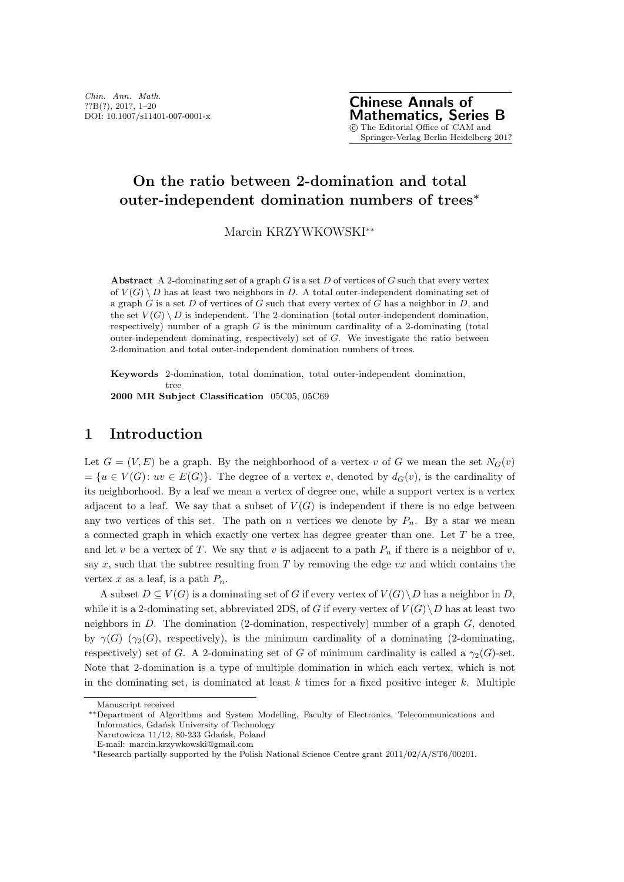# On the ratio between 2-domination and total outer-independent domination numbers of trees*

Marcin KRZYWKOWSKI**

**Abstract** A 2-dominating set of a graph $G$ is a set $D$ of vertices of $G$ such that every vertex of $V(G) \setminus D$ has at least two neighbors in $D$. A total outer-independent dominating set of a graph $G$ is a set $D$ of vertices of $G$ such that every vertex of $G$ has a neighbor in $D$, and the set $V(G) \setminus D$ is independent. The 2-domination (total outer-independent domination, respectively) number of a graph $G$ is the minimum cardinality of a 2-dominating (total outer-independent dominating, respectively) set of $G$. We investigate the ratio between 2-domination and total outer-independent domination numbers of trees.

**Keywords** 2-domination, total domination, total outer-independent domination, tree

**2000 MR Subject Classification** 05C05, 05C69

## 1 Introduction

Let $G = (V, E)$ be a graph. By the neighborhood of a vertex $v$ of $G$ we mean the set $N_G(v) = \{u \in V(G) \colon uv \in E(G)\}$. The degree of a vertex $v$, denoted by $d_G(v)$, is the cardinality of its neighborhood. By a leaf we mean a vertex of degree one, while a support vertex is a vertex adjacent to a leaf. We say that a subset of $V(G)$ is independent if there is no edge between any two vertices of this set. The path on $n$ vertices we denote by $P_n$. By a star we mean a connected graph in which exactly one vertex has degree greater than one. Let $T$ be a tree, and let $v$ be a vertex of $T$. We say that $v$ is adjacent to a path $P_n$ if there is a neighbor of $v$, say $x$, such that the subtree resulting from $T$ by removing the edge $vx$ and which contains the vertex $x$ as a leaf, is a path $P_n$.

A subset $D \subseteq V(G)$ is a dominating set of $G$ if every vertex of $V(G) \setminus D$ has a neighbor in $D$, while it is a 2-dominating set, abbreviated 2DS, of $G$ if every vertex of $V(G) \setminus D$ has at least two neighbors in $D$. The domination (2-domination, respectively) number of a graph $G$, denoted by $\gamma(G)$ ($\gamma_2(G)$, respectively), is the minimum cardinality of a dominating (2-dominating, respectively) set of $G$. A 2-dominating set of $G$ of minimum cardinality is called a $\gamma_2(G)$-set. Note that 2-domination is a type of multiple domination in which each vertex, which is not in the dominating set, is dominated at least $k$ times for a fixed positive integer $k$. Multiple

---

Manuscript received

**Department of Algorithms and System Modelling, Faculty of Electronics, Telecommunications and Informatics, Gdańsk University of Technology
Narutowicza 11/12, 80-233 Gdańsk, Poland
E-mail: marcin.krzywkowski@gmail.com

*Research partially supported by the Polish National Science Centre grant 2011/02/A/ST6/00201.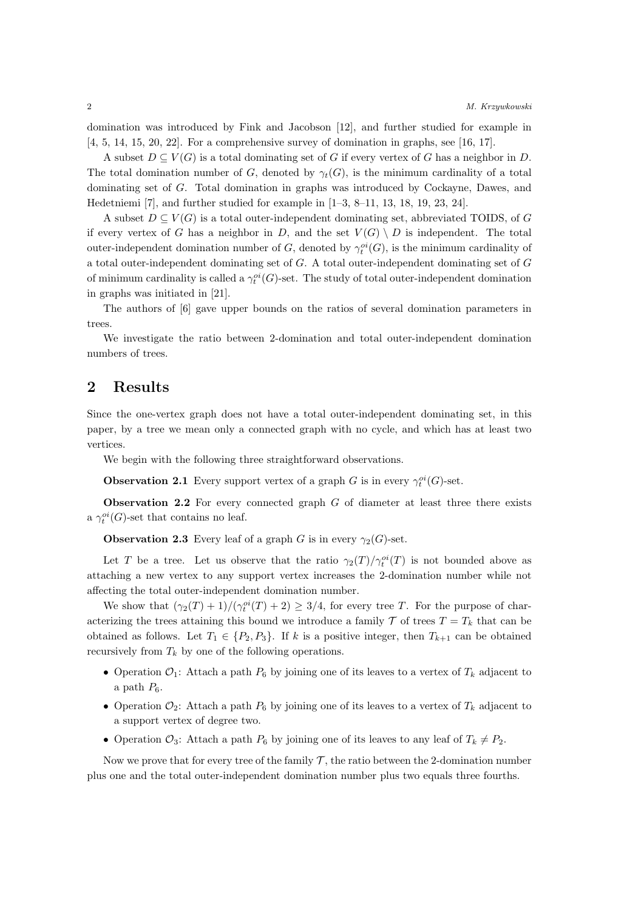domination was introduced by Fink and Jacobson [12], and further studied for example in [4, 5, 14, 15, 20, 22]. For a comprehensive survey of domination in graphs, see [16, 17].

A subset $D \subseteq V(G)$ is a total dominating set of $G$ if every vertex of $G$ has a neighbor in $D$. The total domination number of $G$, denoted by $\gamma_t(G)$, is the minimum cardinality of a total dominating set of $G$. Total domination in graphs was introduced by Cockayne, Dawes, and Hedetniemi [7], and further studied for example in [1–3, 8–11, 13, 18, 19, 23, 24].

A subset $D \subseteq V(G)$ is a total outer-independent dominating set, abbreviated TOIDS, of $G$ if every vertex of $G$ has a neighbor in $D$, and the set $V(G) \setminus D$ is independent. The total outer-independent domination number of $G$, denoted by $\gamma_t^{oi}(G)$, is the minimum cardinality of a total outer-independent dominating set of $G$. A total outer-independent dominating set of $G$ of minimum cardinality is called a $\gamma_t^{oi}(G)$-set. The study of total outer-independent domination in graphs was initiated in [21].

The authors of [6] gave upper bounds on the ratios of several domination parameters in trees.

We investigate the ratio between 2-domination and total outer-independent domination numbers of trees.

## 2 Results

Since the one-vertex graph does not have a total outer-independent dominating set, in this paper, by a tree we mean only a connected graph with no cycle, and which has at least two vertices.

We begin with the following three straightforward observations.

**Observation 2.1** Every support vertex of a graph $G$ is in every $\gamma_t^{oi}(G)$-set.

**Observation 2.2** For every connected graph $G$ of diameter at least three there exists a $\gamma_t^{oi}(G)$-set that contains no leaf.

**Observation 2.3** Every leaf of a graph $G$ is in every $\gamma_2(G)$-set.

Let $T$ be a tree. Let us observe that the ratio $\gamma_2(T)/\gamma_t^{oi}(T)$ is not bounded above as attaching a new vertex to any support vertex increases the 2-domination number while not affecting the total outer-independent domination number.

We show that $(\gamma_2(T) + 1)/(\gamma_t^{oi}(T) + 2) \geq 3/4$, for every tree $T$. For the purpose of characterizing the trees attaining this bound we introduce a family $\mathcal{T}$ of trees $T = T_k$ that can be obtained as follows. Let $T_1 \in \{P_2, P_3\}$. If $k$ is a positive integer, then $T_{k+1}$ can be obtained recursively from $T_k$ by one of the following operations.

- Operation $\mathcal{O}_1$: Attach a path $P_6$ by joining one of its leaves to a vertex of $T_k$ adjacent to a path $P_6$.
- Operation $\mathcal{O}_2$: Attach a path $P_6$ by joining one of its leaves to a vertex of $T_k$ adjacent to a support vertex of degree two.
- Operation $\mathcal{O}_3$: Attach a path $P_6$ by joining one of its leaves to any leaf of $T_k \neq P_2$.

Now we prove that for every tree of the family $\mathcal{T}$, the ratio between the 2-domination number plus one and the total outer-independent domination number plus two equals three fourths.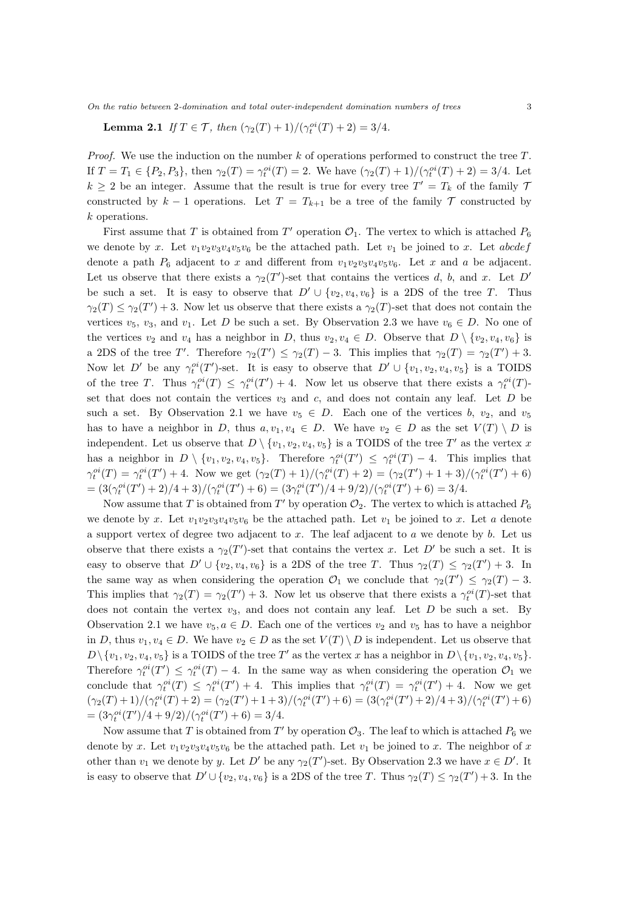**Lemma 2.1** *If $T \in \mathcal{T}$, then $(\gamma_2(T)+1)/(\gamma_t^{oi}(T)+2) = 3/4$.*

*Proof.* We use the induction on the number $k$ of operations performed to construct the tree $T$. If $T = T_1 \in \{P_2, P_3\}$, then $\gamma_2(T) = \gamma_t^{oi}(T) = 2$. We have $(\gamma_2(T)+1)/(\gamma_t^{oi}(T)+2) = 3/4$. Let $k \geq 2$ be an integer. Assume that the result is true for every tree $T' = T_k$ of the family $\mathcal{T}$ constructed by $k-1$ operations. Let $T = T_{k+1}$ be a tree of the family $\mathcal{T}$ constructed by $k$ operations.

First assume that $T$ is obtained from $T'$ operation $\mathcal{O}_1$. The vertex to which is attached $P_6$ we denote by $x$. Let $v_1v_2v_3v_4v_5v_6$ be the attached path. Let $v_1$ be joined to $x$. Let $abcdef$ denote a path $P_6$ adjacent to $x$ and different from $v_1v_2v_3v_4v_5v_6$. Let $x$ and $a$ be adjacent. Let us observe that there exists a $\gamma_2(T')$-set that contains the vertices $d$, $b$, and $x$. Let $D'$ be such a set. It is easy to observe that $D' \cup \{v_2, v_4, v_6\}$ is a 2DS of the tree $T$. Thus $\gamma_2(T) \leq \gamma_2(T') + 3$. Now let us observe that there exists a $\gamma_2(T)$-set that does not contain the vertices $v_5$, $v_3$, and $v_1$. Let $D$ be such a set. By Observation 2.3 we have $v_6 \in D$. No one of the vertices $v_2$ and $v_4$ has a neighbor in $D$, thus $v_2, v_4 \in D$. Observe that $D \setminus \{v_2, v_4, v_6\}$ is a 2DS of the tree $T'$. Therefore $\gamma_2(T') \leq \gamma_2(T) - 3$. This implies that $\gamma_2(T) = \gamma_2(T') + 3$. Now let $D'$ be any $\gamma_t^{oi}(T')$-set. It is easy to observe that $D' \cup \{v_1, v_2, v_4, v_5\}$ is a TOIDS of the tree $T$. Thus $\gamma_t^{oi}(T) \leq \gamma_t^{oi}(T') + 4$. Now let us observe that there exists a $\gamma_t^{oi}(T)$-set that does not contain the vertices $v_3$ and $c$, and does not contain any leaf. Let $D$ be such a set. By Observation 2.1 we have $v_5 \in D$. Each one of the vertices $b$, $v_2$, and $v_5$ has to have a neighbor in $D$, thus $a, v_1, v_4 \in D$. We have $v_2 \in D$ as the set $V(T) \setminus D$ is independent. Let us observe that $D \setminus \{v_1, v_2, v_4, v_5\}$ is a TOIDS of the tree $T'$ as the vertex $x$ has a neighbor in $D \setminus \{v_1, v_2, v_4, v_5\}$. Therefore $\gamma_t^{oi}(T') \leq \gamma_t^{oi}(T) - 4$. This implies that $\gamma_t^{oi}(T) = \gamma_t^{oi}(T') + 4$. Now we get $(\gamma_2(T)+1)/(\gamma_t^{oi}(T)+2) = (\gamma_2(T')+1+3)/(\gamma_t^{oi}(T')+6)$ $= (3(\gamma_t^{oi}(T')+2)/4+3)/(\gamma_t^{oi}(T')+6) = (3\gamma_t^{oi}(T')/4+9/2)/(\gamma_t^{oi}(T')+6) = 3/4$.

Now assume that $T$ is obtained from $T'$ by operation $\mathcal{O}_2$. The vertex to which is attached $P_6$ we denote by $x$. Let $v_1v_2v_3v_4v_5v_6$ be the attached path. Let $v_1$ be joined to $x$. Let $a$ denote a support vertex of degree two adjacent to $x$. The leaf adjacent to $a$ we denote by $b$. Let us observe that there exists a $\gamma_2(T')$-set that contains the vertex $x$. Let $D'$ be such a set. It is easy to observe that $D' \cup \{v_2, v_4, v_6\}$ is a 2DS of the tree $T$. Thus $\gamma_2(T) \leq \gamma_2(T') + 3$. In the same way as when considering the operation $\mathcal{O}_1$ we conclude that $\gamma_2(T') \leq \gamma_2(T) - 3$. This implies that $\gamma_2(T) = \gamma_2(T') + 3$. Now let us observe that there exists a $\gamma_t^{oi}(T)$-set that does not contain the vertex $v_3$, and does not contain any leaf. Let $D$ be such a set. By Observation 2.1 we have $v_5, a \in D$. Each one of the vertices $v_2$ and $v_5$ has to have a neighbor in $D$, thus $v_1, v_4 \in D$. We have $v_2 \in D$ as the set $V(T) \setminus D$ is independent. Let us observe that $D \setminus \{v_1, v_2, v_4, v_5\}$ is a TOIDS of the tree $T'$ as the vertex $x$ has a neighbor in $D \setminus \{v_1, v_2, v_4, v_5\}$. Therefore $\gamma_t^{oi}(T') \leq \gamma_t^{oi}(T) - 4$. In the same way as when considering the operation $\mathcal{O}_1$ we conclude that $\gamma_t^{oi}(T) \leq \gamma_t^{oi}(T') + 4$. This implies that $\gamma_t^{oi}(T) = \gamma_t^{oi}(T') + 4$. Now we get $(\gamma_2(T)+1)/(\gamma_t^{oi}(T)+2) = (\gamma_2(T')+1+3)/(\gamma_t^{oi}(T')+6) = (3(\gamma_t^{oi}(T')+2)/4+3)/(\gamma_t^{oi}(T')+6)$ $= (3\gamma_t^{oi}(T')/4+9/2)/(\gamma_t^{oi}(T')+6) = 3/4$.

Now assume that $T$ is obtained from $T'$ by operation $\mathcal{O}_3$. The leaf to which is attached $P_6$ we denote by $x$. Let $v_1v_2v_3v_4v_5v_6$ be the attached path. Let $v_1$ be joined to $x$. The neighbor of $x$ other than $v_1$ we denote by $y$. Let $D'$ be any $\gamma_2(T')$-set. By Observation 2.3 we have $x \in D'$. It is easy to observe that $D' \cup \{v_2, v_4, v_6\}$ is a 2DS of the tree $T$. Thus $\gamma_2(T) \leq \gamma_2(T') + 3$. In the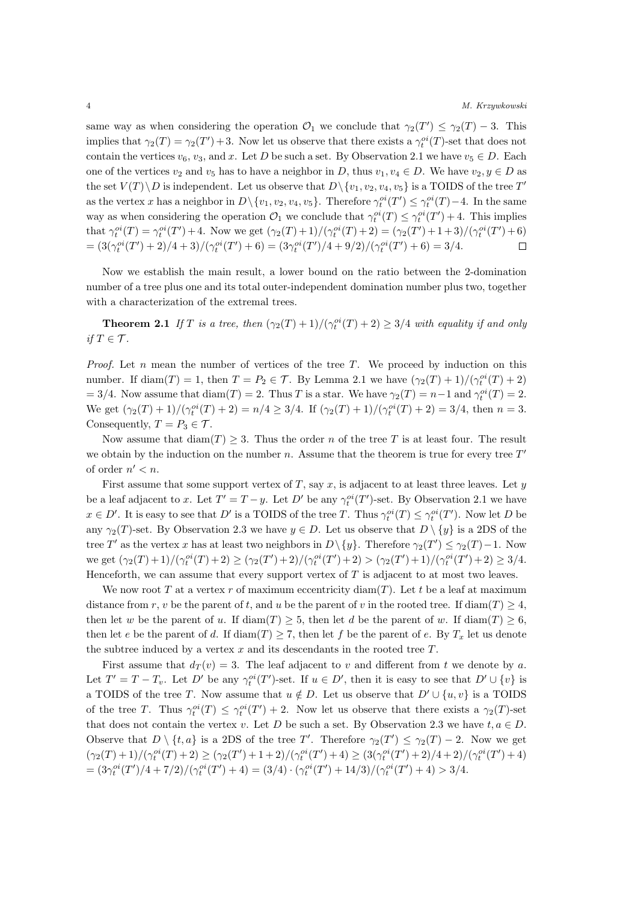same way as when considering the operation $\mathcal{O}_1$ we conclude that $\gamma_2(T') \leq \gamma_2(T) - 3$. This implies that $\gamma_2(T) = \gamma_2(T') + 3$. Now let us observe that there exists a $\gamma_t^{oi}(T)$-set that does not contain the vertices $v_6$, $v_3$, and $x$. Let $D$ be such a set. By Observation 2.1 we have $v_5 \in D$. Each one of the vertices $v_2$ and $v_5$ has to have a neighbor in $D$, thus $v_1, v_4 \in D$. We have $v_2, y \in D$ as the set $V(T) \setminus D$ is independent. Let us observe that $D \setminus \{v_1, v_2, v_4, v_5\}$ is a TOIDS of the tree $T'$ as the vertex $x$ has a neighbor in $D \setminus \{v_1, v_2, v_4, v_5\}$. Therefore $\gamma_t^{oi}(T') \leq \gamma_t^{oi}(T) - 4$. In the same way as when considering the operation $\mathcal{O}_1$ we conclude that $\gamma_t^{oi}(T) \leq \gamma_t^{oi}(T') + 4$. This implies that $\gamma_t^{oi}(T) = \gamma_t^{oi}(T') + 4$. Now we get $(\gamma_2(T)+1)/(\gamma_t^{oi}(T)+2) = (\gamma_2(T')+1+3)/(\gamma_t^{oi}(T')+6)$ $= (3(\gamma_t^{oi}(T')+2)/4+3)/(\gamma_t^{oi}(T')+6) = (3\gamma_t^{oi}(T')/4+9/2)/(\gamma_t^{oi}(T')+6) = 3/4$. $\square$

Now we establish the main result, a lower bound on the ratio between the 2-domination number of a tree plus one and its total outer-independent domination number plus two, together with a characterization of the extremal trees.

**Theorem 2.1** *If $T$ is a tree, then $(\gamma_2(T)+1)/(\gamma_t^{oi}(T)+2) \geq 3/4$ with equality if and only if $T \in \mathcal{T}$.*

*Proof.* Let $n$ mean the number of vertices of the tree $T$. We proceed by induction on this number. If $\mathrm{diam}(T) = 1$, then $T = P_2 \in \mathcal{T}$. By Lemma 2.1 we have $(\gamma_2(T)+1)/(\gamma_t^{oi}(T)+2)$ $= 3/4$. Now assume that $\mathrm{diam}(T) = 2$. Thus $T$ is a star. We have $\gamma_2(T) = n-1$ and $\gamma_t^{oi}(T) = 2$. We get $(\gamma_2(T)+1)/(\gamma_t^{oi}(T)+2) = n/4 \geq 3/4$. If $(\gamma_2(T)+1)/(\gamma_t^{oi}(T)+2) = 3/4$, then $n = 3$. Consequently, $T = P_3 \in \mathcal{T}$.

Now assume that $\mathrm{diam}(T) \geq 3$. Thus the order $n$ of the tree $T$ is at least four. The result we obtain by the induction on the number $n$. Assume that the theorem is true for every tree $T'$ of order $n' < n$.

First assume that some support vertex of $T$, say $x$, is adjacent to at least three leaves. Let $y$ be a leaf adjacent to $x$. Let $T' = T - y$. Let $D'$ be any $\gamma_t^{oi}(T')$-set. By Observation 2.1 we have $x \in D'$. It is easy to see that $D'$ is a TOIDS of the tree $T$. Thus $\gamma_t^{oi}(T) \leq \gamma_t^{oi}(T')$. Now let $D$ be any $\gamma_2(T)$-set. By Observation 2.3 we have $y \in D$. Let us observe that $D \setminus \{y\}$ is a 2DS of the tree $T'$ as the vertex $x$ has at least two neighbors in $D \setminus \{y\}$. Therefore $\gamma_2(T') \leq \gamma_2(T) - 1$. Now we get $(\gamma_2(T)+1)/(\gamma_t^{oi}(T)+2) \geq (\gamma_2(T')+2)/(\gamma_t^{oi}(T')+2) > (\gamma_2(T')+1)/(\gamma_t^{oi}(T')+2) \geq 3/4$. Henceforth, we can assume that every support vertex of $T$ is adjacent to at most two leaves.

We now root $T$ at a vertex $r$ of maximum eccentricity $\mathrm{diam}(T)$. Let $t$ be a leaf at maximum distance from $r$, $v$ be the parent of $t$, and $u$ be the parent of $v$ in the rooted tree. If $\mathrm{diam}(T) \geq 4$, then let $w$ be the parent of $u$. If $\mathrm{diam}(T) \geq 5$, then let $d$ be the parent of $w$. If $\mathrm{diam}(T) \geq 6$, then let $e$ be the parent of $d$. If $\mathrm{diam}(T) \geq 7$, then let $f$ be the parent of $e$. By $T_x$ let us denote the subtree induced by a vertex $x$ and its descendants in the rooted tree $T$.

First assume that $d_T(v) = 3$. The leaf adjacent to $v$ and different from $t$ we denote by $a$. Let $T' = T - T_v$. Let $D'$ be any $\gamma_t^{oi}(T')$-set. If $u \in D'$, then it is easy to see that $D' \cup \{v\}$ is a TOIDS of the tree $T$. Now assume that $u \notin D'$. Let us observe that $D' \cup \{u, v\}$ is a TOIDS of the tree $T$. Thus $\gamma_t^{oi}(T) \leq \gamma_t^{oi}(T') + 2$. Now let us observe that there exists a $\gamma_2(T)$-set that does not contain the vertex $v$. Let $D$ be such a set. By Observation 2.3 we have $t, a \in D$. Observe that $D \setminus \{t, a\}$ is a 2DS of the tree $T'$. Therefore $\gamma_2(T') \leq \gamma_2(T) - 2$. Now we get $(\gamma_2(T)+1)/(\gamma_t^{oi}(T)+2) \geq (\gamma_2(T')+1+2)/(\gamma_t^{oi}(T')+4) \geq (3(\gamma_t^{oi}(T')+2)/4+2)/(\gamma_t^{oi}(T')+4)$ $= (3\gamma_t^{oi}(T')/4+7/2)/(\gamma_t^{oi}(T')+4) = (3/4) \cdot (\gamma_t^{oi}(T')+14/3)/(\gamma_t^{oi}(T')+4) > 3/4$.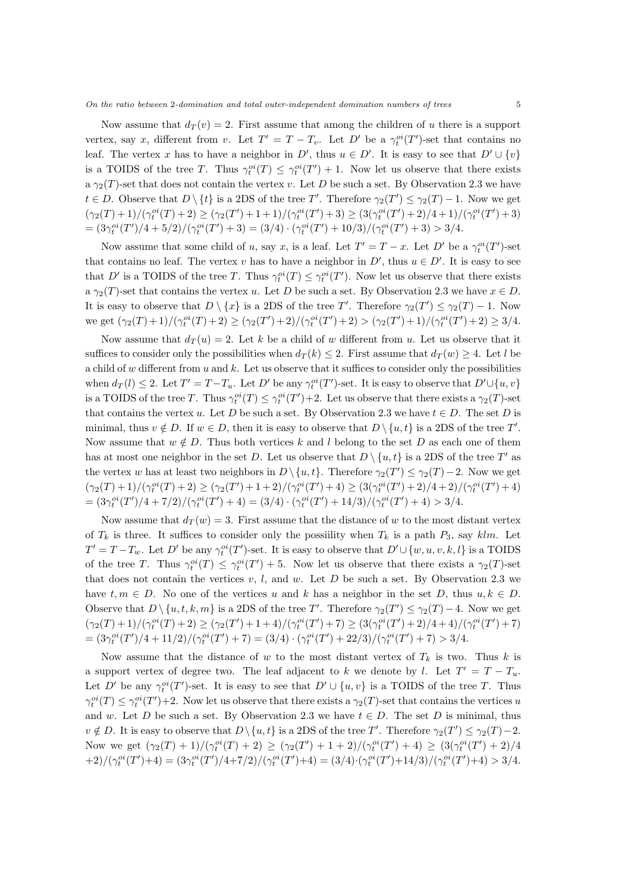Now assume that $d_T(v) = 2$. First assume that among the children of $u$ there is a support vertex, say $x$, different from $v$. Let $T' = T - T_v$. Let $D'$ be a $\gamma_t^{oi}(T')$-set that contains no leaf. The vertex $x$ has to have a neighbor in $D'$, thus $u \in D'$. It is easy to see that $D' \cup \{v\}$ is a TOIDS of the tree $T$. Thus $\gamma_t^{oi}(T) \leq \gamma_t^{oi}(T') + 1$. Now let us observe that there exists a $\gamma_2(T)$-set that does not contain the vertex $v$. Let $D$ be such a set. By Observation 2.3 we have $t \in D$. Observe that $D \setminus \{t\}$ is a 2DS of the tree $T'$. Therefore $\gamma_2(T') \leq \gamma_2(T) - 1$. Now we get $(\gamma_2(T)+1)/(\gamma_t^{oi}(T)+2) \geq (\gamma_2(T')+1+1)/(\gamma_t^{oi}(T')+3) \geq (3(\gamma_t^{oi}(T')+2)/4+1)/(\gamma_t^{oi}(T')+3)$ $= (3\gamma_t^{oi}(T')/4+5/2)/(\gamma_t^{oi}(T')+3) = (3/4) \cdot (\gamma_t^{oi}(T')+10/3)/(\gamma_t^{oi}(T')+3) > 3/4$.

Now assume that some child of $u$, say $x$, is a leaf. Let $T' = T - x$. Let $D'$ be a $\gamma_t^{oi}(T')$-set that contains no leaf. The vertex $v$ has to have a neighbor in $D'$, thus $u \in D'$. It is easy to see that $D'$ is a TOIDS of the tree $T$. Thus $\gamma_t^{oi}(T) \leq \gamma_t^{oi}(T')$. Now let us observe that there exists a $\gamma_2(T)$-set that contains the vertex $u$. Let $D$ be such a set. By Observation 2.3 we have $x \in D$. It is easy to observe that $D \setminus \{x\}$ is a 2DS of the tree $T'$. Therefore $\gamma_2(T') \leq \gamma_2(T) - 1$. Now we get $(\gamma_2(T)+1)/(\gamma_t^{oi}(T)+2) \geq (\gamma_2(T')+2)/(\gamma_t^{oi}(T')+2) > (\gamma_2(T')+1)/(\gamma_t^{oi}(T')+2) \geq 3/4$.

Now assume that $d_T(u) = 2$. Let $k$ be a child of $w$ different from $u$. Let us observe that it suffices to consider only the possibilities when $d_T(k) \leq 2$. First assume that $d_T(w) \geq 4$. Let $l$ be a child of $w$ different from $u$ and $k$. Let us observe that it suffices to consider only the possibilities when $d_T(l) \leq 2$. Let $T' = T - T_u$. Let $D'$ be any $\gamma_t^{oi}(T')$-set. It is easy to observe that $D' \cup \{u, v\}$ is a TOIDS of the tree $T$. Thus $\gamma_t^{oi}(T) \leq \gamma_t^{oi}(T') + 2$. Let us observe that there exists a $\gamma_2(T)$-set that contains the vertex $u$. Let $D$ be such a set. By Observation 2.3 we have $t \in D$. The set $D$ is minimal, thus $v \notin D$. If $w \in D$, then it is easy to observe that $D \setminus \{u, t\}$ is a 2DS of the tree $T'$. Now assume that $w \notin D$. Thus both vertices $k$ and $l$ belong to the set $D$ as each one of them has at most one neighbor in the set $D$. Let us observe that $D \setminus \{u, t\}$ is a 2DS of the tree $T'$ as the vertex $w$ has at least two neighbors in $D \setminus \{u, t\}$. Therefore $\gamma_2(T') \leq \gamma_2(T) - 2$. Now we get $(\gamma_2(T)+1)/(\gamma_t^{oi}(T)+2) \geq (\gamma_2(T')+1+2)/(\gamma_t^{oi}(T')+4) \geq (3(\gamma_t^{oi}(T')+2)/4+2)/(\gamma_t^{oi}(T')+4)$ $= (3\gamma_t^{oi}(T')/4+7/2)/(\gamma_t^{oi}(T')+4) = (3/4) \cdot (\gamma_t^{oi}(T')+14/3)/(\gamma_t^{oi}(T')+4) > 3/4$.

Now assume that $d_T(w) = 3$. First assume that the distance of $w$ to the most distant vertex of $T_k$ is three. It suffices to consider only the possiility when $T_k$ is a path $P_3$, say $klm$. Let $T' = T - T_w$. Let $D'$ be any $\gamma_t^{oi}(T')$-set. It is easy to observe that $D' \cup \{w, u, v, k, l\}$ is a TOIDS of the tree $T$. Thus $\gamma_t^{oi}(T) \leq \gamma_t^{oi}(T') + 5$. Now let us observe that there exists a $\gamma_2(T)$-set that does not contain the vertices $v$, $l$, and $w$. Let $D$ be such a set. By Observation 2.3 we have $t, m \in D$. No one of the vertices $u$ and $k$ has a neighbor in the set $D$, thus $u, k \in D$. Observe that $D \setminus \{u, t, k, m\}$ is a 2DS of the tree $T'$. Therefore $\gamma_2(T') \leq \gamma_2(T) - 4$. Now we get $(\gamma_2(T)+1)/(\gamma_t^{oi}(T)+2) \geq (\gamma_2(T')+1+4)/(\gamma_t^{oi}(T')+7) \geq (3(\gamma_t^{oi}(T')+2)/4+4)/(\gamma_t^{oi}(T')+7)$ $= (3\gamma_t^{oi}(T')/4+11/2)/(\gamma_t^{oi}(T')+7) = (3/4) \cdot (\gamma_t^{oi}(T')+22/3)/(\gamma_t^{oi}(T')+7) > 3/4$.

Now assume that the distance of $w$ to the most distant vertex of $T_k$ is two. Thus $k$ is a support vertex of degree two. The leaf adjacent to $k$ we denote by $l$. Let $T' = T - T_u$. Let $D'$ be any $\gamma_t^{oi}(T')$-set. It is easy to see that $D' \cup \{u, v\}$ is a TOIDS of the tree $T$. Thus $\gamma_t^{oi}(T) \leq \gamma_t^{oi}(T') + 2$. Now let us observe that there exists a $\gamma_2(T)$-set that contains the vertices $u$ and $w$. Let $D$ be such a set. By Observation 2.3 we have $t \in D$. The set $D$ is minimal, thus $v \notin D$. It is easy to observe that $D \setminus \{u, t\}$ is a 2DS of the tree $T'$. Therefore $\gamma_2(T') \leq \gamma_2(T) - 2$. Now we get $(\gamma_2(T)+1)/(\gamma_t^{oi}(T)+2) \geq (\gamma_2(T')+1+2)/(\gamma_t^{oi}(T')+4) \geq (3(\gamma_t^{oi}(T')+2)/4$ $+2)/(\gamma_t^{oi}(T')+4) = (3\gamma_t^{oi}(T')/4+7/2)/(\gamma_t^{oi}(T')+4) = (3/4) \cdot (\gamma_t^{oi}(T')+14/3)/(\gamma_t^{oi}(T')+4) > 3/4$.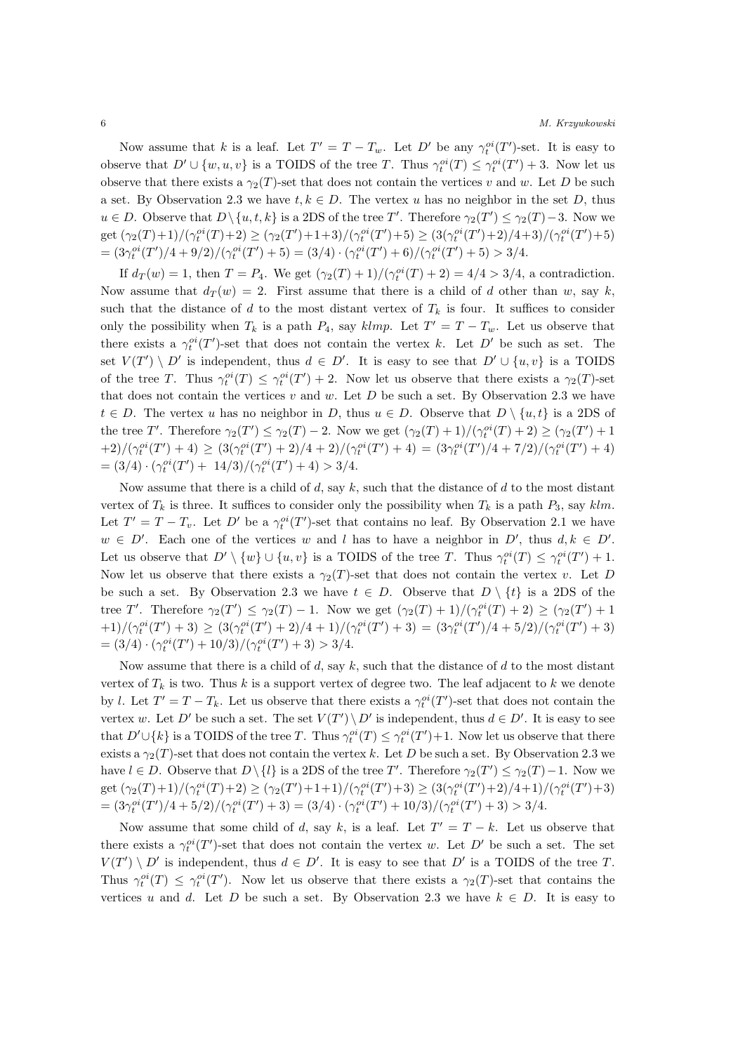Now assume that $k$ is a leaf. Let $T' = T - T_w$. Let $D'$ be any $\gamma_t^{oi}(T')$-set. It is easy to observe that $D' \cup \{w, u, v\}$ is a TOIDS of the tree $T$. Thus $\gamma_t^{oi}(T) \leq \gamma_t^{oi}(T') + 3$. Now let us observe that there exists a $\gamma_2(T)$-set that does not contain the vertices $v$ and $w$. Let $D$ be such a set. By Observation 2.3 we have $t, k \in D$. The vertex $u$ has no neighbor in the set $D$, thus $u \in D$. Observe that $D \setminus \{u, t, k\}$ is a 2DS of the tree $T'$. Therefore $\gamma_2(T') \leq \gamma_2(T) - 3$. Now we get $(\gamma_2(T)+1)/(\gamma_t^{oi}(T)+2) \geq (\gamma_2(T')+1+3)/(\gamma_t^{oi}(T')+5) \geq (3(\gamma_t^{oi}(T')+2)/4+3)/(\gamma_t^{oi}(T')+5)$ $= (3\gamma_t^{oi}(T')/4 + 9/2)/(\gamma_t^{oi}(T') + 5) = (3/4) \cdot (\gamma_t^{oi}(T') + 6)/(\gamma_t^{oi}(T') + 5) > 3/4$.

If $d_T(w) = 1$, then $T = P_4$. We get $(\gamma_2(T) + 1)/(\gamma_t^{oi}(T) + 2) = 4/4 > 3/4$, a contradiction. Now assume that $d_T(w) = 2$. First assume that there is a child of $d$ other than $w$, say $k$, such that the distance of $d$ to the most distant vertex of $T_k$ is four. It suffices to consider only the possibility when $T_k$ is a path $P_4$, say $klmp$. Let $T' = T - T_w$. Let us observe that there exists a $\gamma_t^{oi}(T')$-set that does not contain the vertex $k$. Let $D'$ be such as set. The set $V(T') \setminus D'$ is independent, thus $d \in D'$. It is easy to see that $D' \cup \{u, v\}$ is a TOIDS of the tree $T$. Thus $\gamma_t^{oi}(T) \leq \gamma_t^{oi}(T') + 2$. Now let us observe that there exists a $\gamma_2(T)$-set that does not contain the vertices $v$ and $w$. Let $D$ be such a set. By Observation 2.3 we have $t \in D$. The vertex $u$ has no neighbor in $D$, thus $u \in D$. Observe that $D \setminus \{u, t\}$ is a 2DS of the tree $T'$. Therefore $\gamma_2(T') \leq \gamma_2(T) - 2$. Now we get $(\gamma_2(T) + 1)/(\gamma_t^{oi}(T) + 2) \geq (\gamma_2(T') + 1 + 2)/(\gamma_t^{oi}(T') + 4) \geq (3(\gamma_t^{oi}(T') + 2)/4 + 2)/(\gamma_t^{oi}(T') + 4) = (3\gamma_t^{oi}(T')/4 + 7/2)/(\gamma_t^{oi}(T') + 4)$ $= (3/4) \cdot (\gamma_t^{oi}(T') + 14/3)/(\gamma_t^{oi}(T') + 4) > 3/4$.

Now assume that there is a child of $d$, say $k$, such that the distance of $d$ to the most distant vertex of $T_k$ is three. It suffices to consider only the possibility when $T_k$ is a path $P_3$, say $klm$. Let $T' = T - T_v$. Let $D'$ be a $\gamma_t^{oi}(T')$-set that contains no leaf. By Observation 2.1 we have $w \in D'$. Each one of the vertices $w$ and $l$ has to have a neighbor in $D'$, thus $d, k \in D'$. Let us observe that $D' \setminus \{w\} \cup \{u, v\}$ is a TOIDS of the tree $T$. Thus $\gamma_t^{oi}(T) \leq \gamma_t^{oi}(T') + 1$. Now let us observe that there exists a $\gamma_2(T)$-set that does not contain the vertex $v$. Let $D$ be such a set. By Observation 2.3 we have $t \in D$. Observe that $D \setminus \{t\}$ is a 2DS of the tree $T'$. Therefore $\gamma_2(T') \leq \gamma_2(T) - 1$. Now we get $(\gamma_2(T) + 1)/(\gamma_t^{oi}(T) + 2) \geq (\gamma_2(T') + 1 + 1)/(\gamma_t^{oi}(T') + 3) \geq (3(\gamma_t^{oi}(T') + 2)/4 + 1)/(\gamma_t^{oi}(T') + 3) = (3\gamma_t^{oi}(T')/4 + 5/2)/(\gamma_t^{oi}(T') + 3)$ $= (3/4) \cdot (\gamma_t^{oi}(T') + 10/3)/(\gamma_t^{oi}(T') + 3) > 3/4$.

Now assume that there is a child of $d$, say $k$, such that the distance of $d$ to the most distant vertex of $T_k$ is two. Thus $k$ is a support vertex of degree two. The leaf adjacent to $k$ we denote by $l$. Let $T' = T - T_k$. Let us observe that there exists a $\gamma_t^{oi}(T')$-set that does not contain the vertex $w$. Let $D'$ be such a set. The set $V(T') \setminus D'$ is independent, thus $d \in D'$. It is easy to see that $D' \cup \{k\}$ is a TOIDS of the tree $T$. Thus $\gamma_t^{oi}(T) \leq \gamma_t^{oi}(T') + 1$. Now let us observe that there exists a $\gamma_2(T)$-set that does not contain the vertex $k$. Let $D$ be such a set. By Observation 2.3 we have $l \in D$. Observe that $D \setminus \{l\}$ is a 2DS of the tree $T'$. Therefore $\gamma_2(T') \leq \gamma_2(T) - 1$. Now we get $(\gamma_2(T)+1)/(\gamma_t^{oi}(T)+2) \geq (\gamma_2(T')+1+1)/(\gamma_t^{oi}(T')+3) \geq (3(\gamma_t^{oi}(T')+2)/4+1)/(\gamma_t^{oi}(T')+3)$ $= (3\gamma_t^{oi}(T')/4 + 5/2)/(\gamma_t^{oi}(T') + 3) = (3/4) \cdot (\gamma_t^{oi}(T') + 10/3)/(\gamma_t^{oi}(T') + 3) > 3/4$.

Now assume that some child of $d$, say $k$, is a leaf. Let $T' = T - k$. Let us observe that there exists a $\gamma_t^{oi}(T')$-set that does not contain the vertex $w$. Let $D'$ be such a set. The set $V(T') \setminus D'$ is independent, thus $d \in D'$. It is easy to see that $D'$ is a TOIDS of the tree $T$. Thus $\gamma_t^{oi}(T) \leq \gamma_t^{oi}(T')$. Now let us observe that there exists a $\gamma_2(T)$-set that contains the vertices $u$ and $d$. Let $D$ be such a set. By Observation 2.3 we have $k \in D$. It is easy to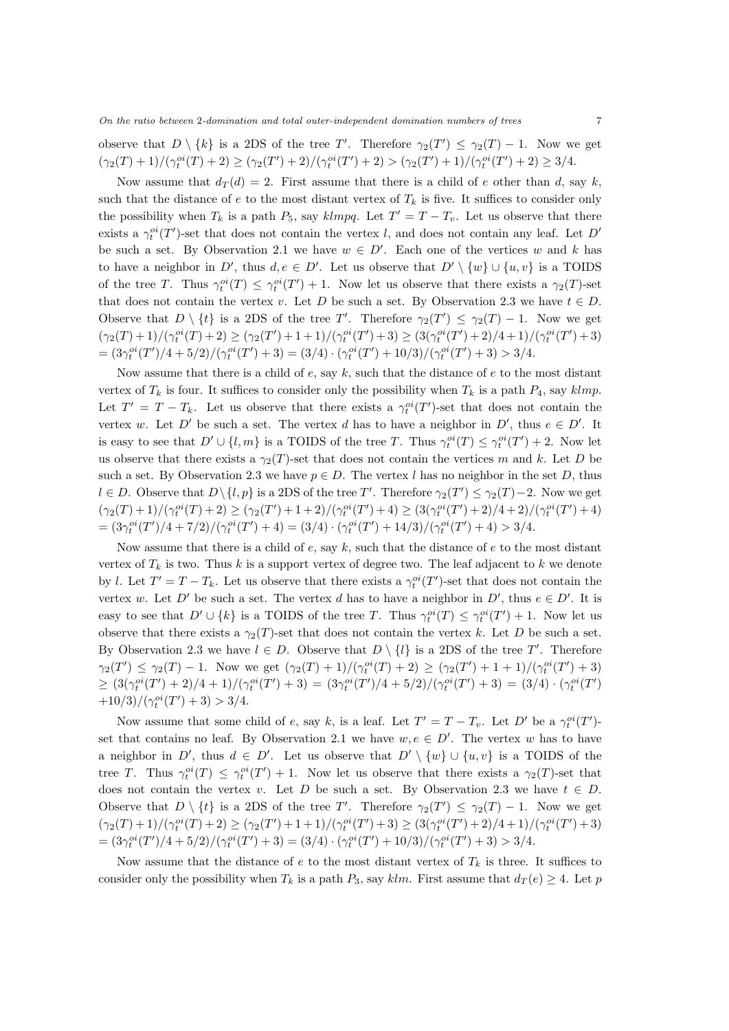observe that $D \setminus \{k\}$ is a 2DS of the tree $T'$. Therefore $\gamma_2(T') \le \gamma_2(T) - 1$. Now we get $(\gamma_2(T)+1)/(\gamma_t^{oi}(T)+2) \ge (\gamma_2(T')+2)/(\gamma_t^{oi}(T')+2) > (\gamma_2(T')+1)/(\gamma_t^{oi}(T')+2) \ge 3/4$.

Now assume that $d_T(d) = 2$. First assume that there is a child of $e$ other than $d$, say $k$, such that the distance of $e$ to the most distant vertex of $T_k$ is five. It suffices to consider only the possibility when $T_k$ is a path $P_5$, say $klmpq$. Let $T' = T - T_v$. Let us observe that there exists a $\gamma_t^{oi}(T')$-set that does not contain the vertex $l$, and does not contain any leaf. Let $D'$ be such a set. By Observation 2.1 we have $w \in D'$. Each one of the vertices $w$ and $k$ has to have a neighbor in $D'$, thus $d, e \in D'$. Let us observe that $D' \setminus \{w\} \cup \{u, v\}$ is a TOIDS of the tree $T$. Thus $\gamma_t^{oi}(T) \le \gamma_t^{oi}(T') + 1$. Now let us observe that there exists a $\gamma_2(T)$-set that does not contain the vertex $v$. Let $D$ be such a set. By Observation 2.3 we have $t \in D$. Observe that $D \setminus \{t\}$ is a 2DS of the tree $T'$. Therefore $\gamma_2(T') \le \gamma_2(T) - 1$. Now we get $(\gamma_2(T)+1)/(\gamma_t^{oi}(T)+2) \ge (\gamma_2(T')+1+1)/(\gamma_t^{oi}(T')+3) \ge (3(\gamma_t^{oi}(T')+2)/4+1)/(\gamma_t^{oi}(T')+3)$ $= (3\gamma_t^{oi}(T')/4+5/2)/(\gamma_t^{oi}(T')+3) = (3/4) \cdot (\gamma_t^{oi}(T')+10/3)/(\gamma_t^{oi}(T')+3) > 3/4$.

Now assume that there is a child of $e$, say $k$, such that the distance of $e$ to the most distant vertex of $T_k$ is four. It suffices to consider only the possibility when $T_k$ is a path $P_4$, say $klmp$. Let $T' = T - T_k$. Let us observe that there exists a $\gamma_t^{oi}(T')$-set that does not contain the vertex $w$. Let $D'$ be such a set. The vertex $d$ has to have a neighbor in $D'$, thus $e \in D'$. It is easy to see that $D' \cup \{l, m\}$ is a TOIDS of the tree $T$. Thus $\gamma_t^{oi}(T) \le \gamma_t^{oi}(T') + 2$. Now let us observe that there exists a $\gamma_2(T)$-set that does not contain the vertices $m$ and $k$. Let $D$ be such a set. By Observation 2.3 we have $p \in D$. The vertex $l$ has no neighbor in the set $D$, thus $l \in D$. Observe that $D \setminus \{l, p\}$ is a 2DS of the tree $T'$. Therefore $\gamma_2(T') \le \gamma_2(T) - 2$. Now we get $(\gamma_2(T)+1)/(\gamma_t^{oi}(T)+2) \ge (\gamma_2(T')+1+2)/(\gamma_t^{oi}(T')+4) \ge (3(\gamma_t^{oi}(T')+2)/4+2)/(\gamma_t^{oi}(T')+4)$ $= (3\gamma_t^{oi}(T')/4+7/2)/(\gamma_t^{oi}(T')+4) = (3/4) \cdot (\gamma_t^{oi}(T')+14/3)/(\gamma_t^{oi}(T')+4) > 3/4$.

Now assume that there is a child of $e$, say $k$, such that the distance of $e$ to the most distant vertex of $T_k$ is two. Thus $k$ is a support vertex of degree two. The leaf adjacent to $k$ we denote by $l$. Let $T' = T - T_k$. Let us observe that there exists a $\gamma_t^{oi}(T')$-set that does not contain the vertex $w$. Let $D'$ be such a set. The vertex $d$ has to have a neighbor in $D'$, thus $e \in D'$. It is easy to see that $D' \cup \{k\}$ is a TOIDS of the tree $T$. Thus $\gamma_t^{oi}(T) \le \gamma_t^{oi}(T') + 1$. Now let us observe that there exists a $\gamma_2(T)$-set that does not contain the vertex $k$. Let $D$ be such a set. By Observation 2.3 we have $l \in D$. Observe that $D \setminus \{l\}$ is a 2DS of the tree $T'$. Therefore $\gamma_2(T') \le \gamma_2(T) - 1$. Now we get $(\gamma_2(T)+1)/(\gamma_t^{oi}(T)+2) \ge (\gamma_2(T')+1+1)/(\gamma_t^{oi}(T')+3)$ $\ge (3(\gamma_t^{oi}(T')+2)/4+1)/(\gamma_t^{oi}(T')+3) = (3\gamma_t^{oi}(T')/4+5/2)/(\gamma_t^{oi}(T')+3) = (3/4) \cdot (\gamma_t^{oi}(T')$ $+10/3)/(\gamma_t^{oi}(T')+3) > 3/4$.

Now assume that some child of $e$, say $k$, is a leaf. Let $T' = T - T_v$. Let $D'$ be a $\gamma_t^{oi}(T')$-set that contains no leaf. By Observation 2.1 we have $w, e \in D'$. The vertex $w$ has to have a neighbor in $D'$, thus $d \in D'$. Let us observe that $D' \setminus \{w\} \cup \{u, v\}$ is a TOIDS of the tree $T$. Thus $\gamma_t^{oi}(T) \le \gamma_t^{oi}(T') + 1$. Now let us observe that there exists a $\gamma_2(T)$-set that does not contain the vertex $v$. Let $D$ be such a set. By Observation 2.3 we have $t \in D$. Observe that $D \setminus \{t\}$ is a 2DS of the tree $T'$. Therefore $\gamma_2(T') \le \gamma_2(T) - 1$. Now we get $(\gamma_2(T)+1)/(\gamma_t^{oi}(T)+2) \ge (\gamma_2(T')+1+1)/(\gamma_t^{oi}(T')+3) \ge (3(\gamma_t^{oi}(T')+2)/4+1)/(\gamma_t^{oi}(T')+3)$ $= (3\gamma_t^{oi}(T')/4+5/2)/(\gamma_t^{oi}(T')+3) = (3/4) \cdot (\gamma_t^{oi}(T')+10/3)/(\gamma_t^{oi}(T')+3) > 3/4$.

Now assume that the distance of $e$ to the most distant vertex of $T_k$ is three. It suffices to consider only the possibility when $T_k$ is a path $P_3$, say $klm$. First assume that $d_T(e) \ge 4$. Let $p$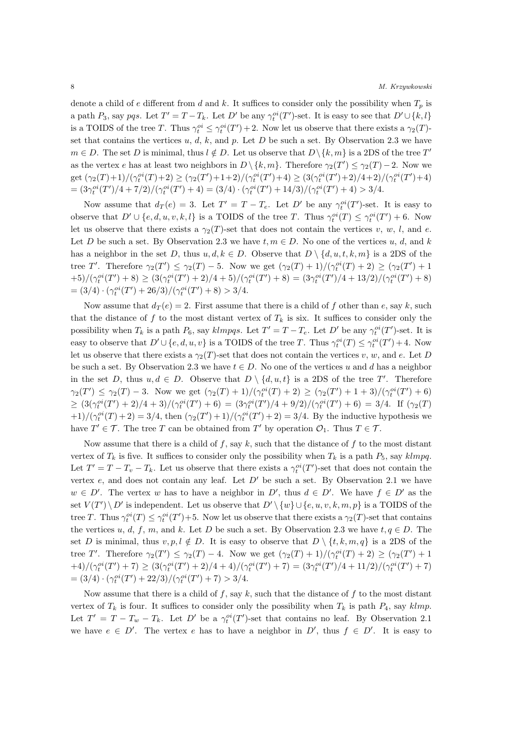denote a child of $e$ different from $d$ and $k$. It suffices to consider only the possibility when $T_p$ is a path $P_3$, say $pqs$. Let $T' = T - T_k$. Let $D'$ be any $\gamma_t^{oi}(T')$-set. It is easy to see that $D' \cup \{k, l\}$ is a TOIDS of the tree $T$. Thus $\gamma_t^{oi} \leq \gamma_t^{oi}(T') + 2$. Now let us observe that there exists a $\gamma_2(T)$-set that contains the vertices $u$, $d$, $k$, and $p$. Let $D$ be such a set. By Observation 2.3 we have $m \in D$. The set $D$ is minimal, thus $l \notin D$. Let us observe that $D \setminus \{k, m\}$ is a 2DS of the tree $T'$ as the vertex $e$ has at least two neighbors in $D \setminus \{k, m\}$. Therefore $\gamma_2(T') \leq \gamma_2(T) - 2$. Now we get $(\gamma_2(T)+1)/(\gamma_t^{oi}(T)+2) \geq (\gamma_2(T')+1+2)/(\gamma_t^{oi}(T')+4) \geq (3(\gamma_t^{oi}(T')+2)/4+2)/(\gamma_t^{oi}(T')+4)$ $= (3\gamma_t^{oi}(T')/4 + 7/2)/(\gamma_t^{oi}(T') + 4) = (3/4) \cdot (\gamma_t^{oi}(T') + 14/3)/(\gamma_t^{oi}(T') + 4) > 3/4$.

Now assume that $d_T(e) = 3$. Let $T' = T - T_e$. Let $D'$ be any $\gamma_t^{oi}(T')$-set. It is easy to observe that $D' \cup \{e, d, u, v, k, l\}$ is a TOIDS of the tree $T$. Thus $\gamma_t^{oi}(T) \leq \gamma_t^{oi}(T') + 6$. Now let us observe that there exists a $\gamma_2(T)$-set that does not contain the vertices $v$, $w$, $l$, and $e$. Let $D$ be such a set. By Observation 2.3 we have $t, m \in D$. No one of the vertices $u$, $d$, and $k$ has a neighbor in the set $D$, thus $u, d, k \in D$. Observe that $D \setminus \{d, u, t, k, m\}$ is a 2DS of the tree $T'$. Therefore $\gamma_2(T') \leq \gamma_2(T) - 5$. Now we get $(\gamma_2(T) + 1)/(\gamma_t^{oi}(T) + 2) \geq (\gamma_2(T') + 1 + 5)/(\gamma_t^{oi}(T') + 8) \geq (3(\gamma_t^{oi}(T') + 2)/4 + 5)/(\gamma_t^{oi}(T') + 8) = (3\gamma_t^{oi}(T')/4 + 13/2)/(\gamma_t^{oi}(T') + 8)$ $= (3/4) \cdot (\gamma_t^{oi}(T') + 26/3)/(\gamma_t^{oi}(T') + 8) > 3/4$.

Now assume that $d_T(e) = 2$. First assume that there is a child of $f$ other than $e$, say $k$, such that the distance of $f$ to the most distant vertex of $T_k$ is six. It suffices to consider only the possibility when $T_k$ is a path $P_6$, say $klmpqs$. Let $T' = T - T_e$. Let $D'$ be any $\gamma_t^{oi}(T')$-set. It is easy to observe that $D' \cup \{e, d, u, v\}$ is a TOIDS of the tree $T$. Thus $\gamma_t^{oi}(T) \leq \gamma_t^{oi}(T') + 4$. Now let us observe that there exists a $\gamma_2(T)$-set that does not contain the vertices $v$, $w$, and $e$. Let $D$ be such a set. By Observation 2.3 we have $t \in D$. No one of the vertices $u$ and $d$ has a neighbor in the set $D$, thus $u, d \in D$. Observe that $D \setminus \{d, u, t\}$ is a 2DS of the tree $T'$. Therefore $\gamma_2(T') \leq \gamma_2(T) - 3$. Now we get $(\gamma_2(T) + 1)/(\gamma_t^{oi}(T) + 2) \geq (\gamma_2(T') + 1 + 3)/(\gamma_t^{oi}(T') + 6)$ $\geq (3(\gamma_t^{oi}(T') + 2)/4 + 3)/(\gamma_t^{oi}(T') + 6) = (3\gamma_t^{oi}(T')/4 + 9/2)/(\gamma_t^{oi}(T') + 6) = 3/4$. If $(\gamma_2(T) + 1)/(\gamma_t^{oi}(T) + 2) = 3/4$, then $(\gamma_2(T') + 1)/(\gamma_t^{oi}(T') + 2) = 3/4$. By the inductive hypothesis we have $T' \in \mathcal{T}$. The tree $T$ can be obtained from $T'$ by operation $\mathcal{O}_1$. Thus $T \in \mathcal{T}$.

Now assume that there is a child of $f$, say $k$, such that the distance of $f$ to the most distant vertex of $T_k$ is five. It suffices to consider only the possibility when $T_k$ is a path $P_5$, say $klmpq$. Let $T' = T - T_v - T_k$. Let us observe that there exists a $\gamma_t^{oi}(T')$-set that does not contain the vertex $e$, and does not contain any leaf. Let $D'$ be such a set. By Observation 2.1 we have $w \in D'$. The vertex $w$ has to have a neighbor in $D'$, thus $d \in D'$. We have $f \in D'$ as the set $V(T') \setminus D'$ is independent. Let us observe that $D' \setminus \{w\} \cup \{e, u, v, k, m, p\}$ is a TOIDS of the tree $T$. Thus $\gamma_t^{oi}(T) \leq \gamma_t^{oi}(T') + 5$. Now let us observe that there exists a $\gamma_2(T)$-set that contains the vertices $u$, $d$, $f$, $m$, and $k$. Let $D$ be such a set. By Observation 2.3 we have $t, q \in D$. The set $D$ is minimal, thus $v, p, l \notin D$. It is easy to observe that $D \setminus \{t, k, m, q\}$ is a 2DS of the tree $T'$. Therefore $\gamma_2(T') \leq \gamma_2(T) - 4$. Now we get $(\gamma_2(T) + 1)/(\gamma_t^{oi}(T) + 2) \geq (\gamma_2(T') + 1 + 4)/(\gamma_t^{oi}(T') + 7) \geq (3(\gamma_t^{oi}(T') + 2)/4 + 4)/(\gamma_t^{oi}(T') + 7) = (3\gamma_t^{oi}(T')/4 + 11/2)/(\gamma_t^{oi}(T') + 7)$ $= (3/4) \cdot (\gamma_t^{oi}(T') + 22/3)/(\gamma_t^{oi}(T') + 7) > 3/4$.

Now assume that there is a child of $f$, say $k$, such that the distance of $f$ to the most distant vertex of $T_k$ is four. It suffices to consider only the possibility when $T_k$ is path $P_4$, say $klmp$. Let $T' = T - T_w - T_k$. Let $D'$ be a $\gamma_t^{oi}(T')$-set that contains no leaf. By Observation 2.1 we have $e \in D'$. The vertex $e$ has to have a neighbor in $D'$, thus $f \in D'$. It is easy to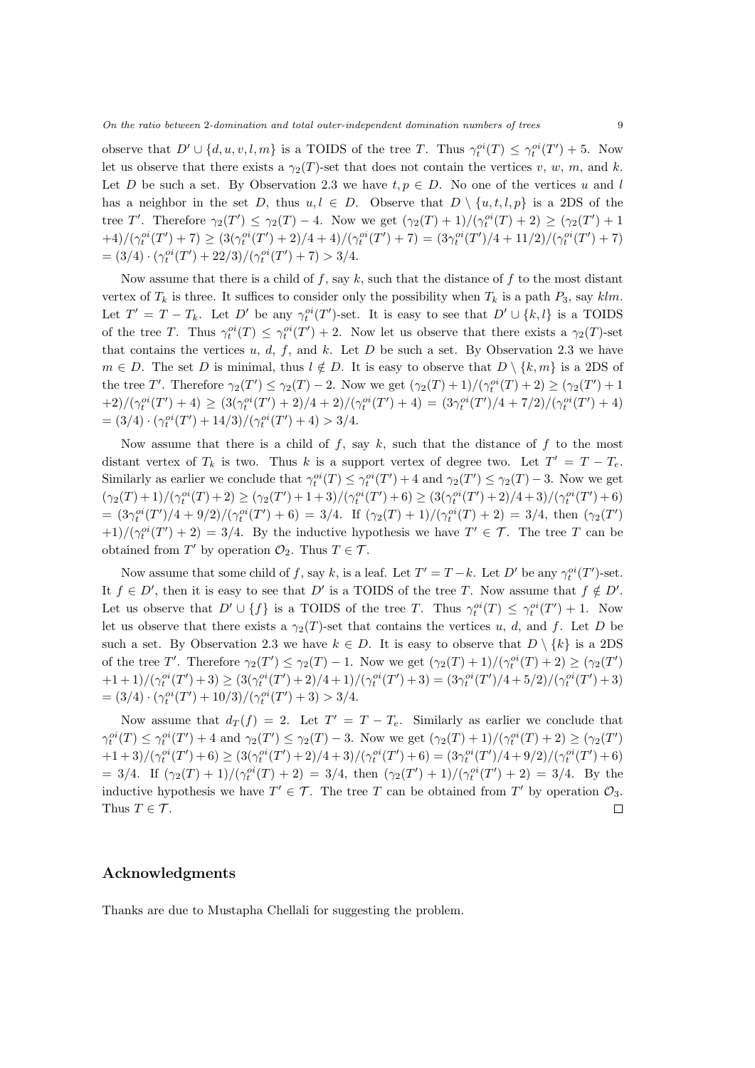observe that $D' \cup \{d, u, v, l, m\}$ is a TOIDS of the tree $T$. Thus $\gamma_t^{oi}(T) \leq \gamma_t^{oi}(T') + 5$. Now let us observe that there exists a $\gamma_2(T)$-set that does not contain the vertices $v$, $w$, $m$, and $k$. Let $D$ be such a set. By Observation 2.3 we have $t, p \in D$. No one of the vertices $u$ and $l$ has a neighbor in the set $D$, thus $u, l \in D$. Observe that $D \setminus \{u, t, l, p\}$ is a 2DS of the tree $T'$. Therefore $\gamma_2(T') \leq \gamma_2(T) - 4$. Now we get $(\gamma_2(T)+1)/(\gamma_t^{oi}(T)+2) \geq (\gamma_2(T')+1+4)/(\gamma_t^{oi}(T')+7) \geq (3(\gamma_t^{oi}(T')+2)/4+4)/(\gamma_t^{oi}(T')+7) = (3\gamma_t^{oi}(T')/4+11/2)/(\gamma_t^{oi}(T')+7) = (3/4) \cdot (\gamma_t^{oi}(T')+22/3)/(\gamma_t^{oi}(T')+7) > 3/4$.

Now assume that there is a child of $f$, say $k$, such that the distance of $f$ to the most distant vertex of $T_k$ is three. It suffices to consider only the possibility when $T_k$ is a path $P_3$, say $klm$. Let $T' = T - T_k$. Let $D'$ be any $\gamma_t^{oi}(T')$-set. It is easy to see that $D' \cup \{k, l\}$ is a TOIDS of the tree $T$. Thus $\gamma_t^{oi}(T) \leq \gamma_t^{oi}(T') + 2$. Now let us observe that there exists a $\gamma_2(T)$-set that contains the vertices $u$, $d$, $f$, and $k$. Let $D$ be such a set. By Observation 2.3 we have $m \in D$. The set $D$ is minimal, thus $l \notin D$. It is easy to observe that $D \setminus \{k, m\}$ is a 2DS of the tree $T'$. Therefore $\gamma_2(T') \leq \gamma_2(T) - 2$. Now we get $(\gamma_2(T)+1)/(\gamma_t^{oi}(T)+2) \geq (\gamma_2(T')+1+2)/(\gamma_t^{oi}(T')+4) \geq (3(\gamma_t^{oi}(T')+2)/4+2)/(\gamma_t^{oi}(T')+4) = (3\gamma_t^{oi}(T')/4+7/2)/(\gamma_t^{oi}(T')+4) = (3/4) \cdot (\gamma_t^{oi}(T')+14/3)/(\gamma_t^{oi}(T')+4) > 3/4$.

Now assume that there is a child of $f$, say $k$, such that the distance of $f$ to the most distant vertex of $T_k$ is two. Thus $k$ is a support vertex of degree two. Let $T' = T - T_e$. Similarly as earlier we conclude that $\gamma_t^{oi}(T) \leq \gamma_t^{oi}(T') + 4$ and $\gamma_2(T') \leq \gamma_2(T) - 3$. Now we get $(\gamma_2(T)+1)/(\gamma_t^{oi}(T)+2) \geq (\gamma_2(T')+1+3)/(\gamma_t^{oi}(T')+6) \geq (3(\gamma_t^{oi}(T')+2)/4+3)/(\gamma_t^{oi}(T')+6) = (3\gamma_t^{oi}(T')/4+9/2)/(\gamma_t^{oi}(T')+6) = 3/4$. If $(\gamma_2(T)+1)/(\gamma_t^{oi}(T)+2) = 3/4$, then $(\gamma_2(T')+1)/(\gamma_t^{oi}(T')+2) = 3/4$. By the inductive hypothesis we have $T' \in \mathcal{T}$. The tree $T$ can be obtained from $T'$ by operation $\mathcal{O}_2$. Thus $T \in \mathcal{T}$.

Now assume that some child of $f$, say $k$, is a leaf. Let $T' = T - k$. Let $D'$ be any $\gamma_t^{oi}(T')$-set. It $f \in D'$, then it is easy to see that $D'$ is a TOIDS of the tree $T$. Now assume that $f \notin D'$. Let us observe that $D' \cup \{f\}$ is a TOIDS of the tree $T$. Thus $\gamma_t^{oi}(T) \leq \gamma_t^{oi}(T') + 1$. Now let us observe that there exists a $\gamma_2(T)$-set that contains the vertices $u$, $d$, and $f$. Let $D$ be such a set. By Observation 2.3 we have $k \in D$. It is easy to observe that $D \setminus \{k\}$ is a 2DS of the tree $T'$. Therefore $\gamma_2(T') \leq \gamma_2(T) - 1$. Now we get $(\gamma_2(T)+1)/(\gamma_t^{oi}(T)+2) \geq (\gamma_2(T')+1+1)/(\gamma_t^{oi}(T')+3) \geq (3(\gamma_t^{oi}(T')+2)/4+1)/(\gamma_t^{oi}(T')+3) = (3\gamma_t^{oi}(T')/4+5/2)/(\gamma_t^{oi}(T')+3) = (3/4) \cdot (\gamma_t^{oi}(T')+10/3)/(\gamma_t^{oi}(T')+3) > 3/4$.

Now assume that $d_T(f) = 2$. Let $T' = T - T_e$. Similarly as earlier we conclude that $\gamma_t^{oi}(T) \leq \gamma_t^{oi}(T') + 4$ and $\gamma_2(T') \leq \gamma_2(T) - 3$. Now we get $(\gamma_2(T)+1)/(\gamma_t^{oi}(T)+2) \geq (\gamma_2(T')+1+3)/(\gamma_t^{oi}(T')+6) \geq (3(\gamma_t^{oi}(T')+2)/4+3)/(\gamma_t^{oi}(T')+6) = (3\gamma_t^{oi}(T')/4+9/2)/(\gamma_t^{oi}(T')+6) = 3/4$. If $(\gamma_2(T)+1)/(\gamma_t^{oi}(T)+2) = 3/4$, then $(\gamma_2(T')+1)/(\gamma_t^{oi}(T')+2) = 3/4$. By the inductive hypothesis we have $T' \in \mathcal{T}$. The tree $T$ can be obtained from $T'$ by operation $\mathcal{O}_3$. Thus $T \in \mathcal{T}$. □

## Acknowledgments

Thanks are due to Mustapha Chellali for suggesting the problem.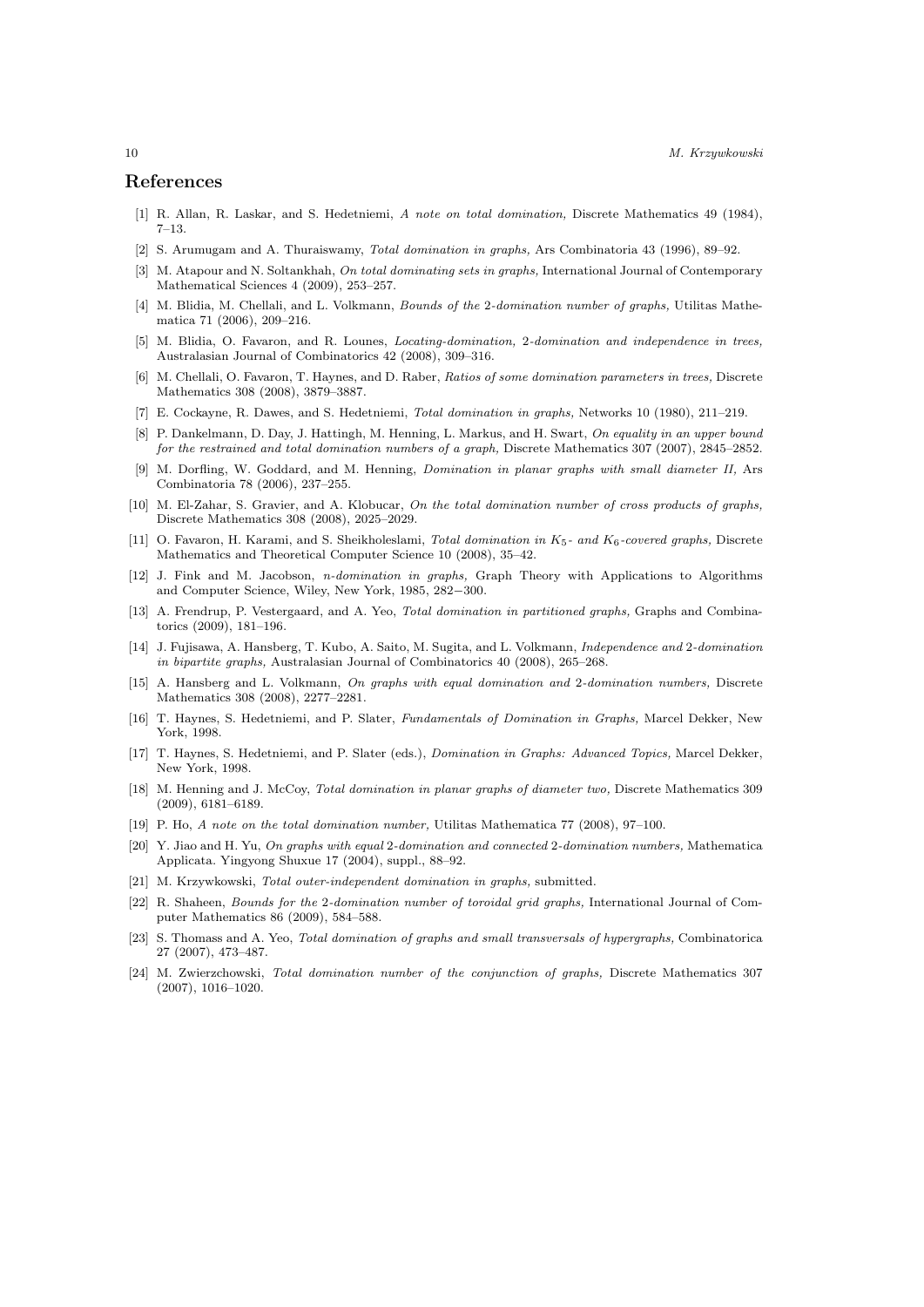## References

[1] R. Allan, R. Laskar, and S. Hedetniemi, *A note on total domination,* Discrete Mathematics 49 (1984), 7–13.

[2] S. Arumugam and A. Thuraiswamy, *Total domination in graphs,* Ars Combinatoria 43 (1996), 89–92.

[3] M. Atapour and N. Soltankhah, *On total dominating sets in graphs,* International Journal of Contemporary Mathematical Sciences 4 (2009), 253–257.

[4] M. Blidia, M. Chellali, and L. Volkmann, *Bounds of the 2-domination number of graphs,* Utilitas Mathematica 71 (2006), 209–216.

[5] M. Blidia, O. Favaron, and R. Lounes, *Locating-domination, 2-domination and independence in trees,* Australasian Journal of Combinatorics 42 (2008), 309–316.

[6] M. Chellali, O. Favaron, T. Haynes, and D. Raber, *Ratios of some domination parameters in trees,* Discrete Mathematics 308 (2008), 3879–3887.

[7] E. Cockayne, R. Dawes, and S. Hedetniemi, *Total domination in graphs,* Networks 10 (1980), 211–219.

[8] P. Dankelmann, D. Day, J. Hattingh, M. Henning, L. Markus, and H. Swart, *On equality in an upper bound for the restrained and total domination numbers of a graph,* Discrete Mathematics 307 (2007), 2845–2852.

[9] M. Dorfling, W. Goddard, and M. Henning, *Domination in planar graphs with small diameter II,* Ars Combinatoria 78 (2006), 237–255.

[10] M. El-Zahar, S. Gravier, and A. Klobucar, *On the total domination number of cross products of graphs,* Discrete Mathematics 308 (2008), 2025–2029.

[11] O. Favaron, H. Karami, and S. Sheikholeslami, *Total domination in $K_5$- and $K_6$-covered graphs,* Discrete Mathematics and Theoretical Computer Science 10 (2008), 35–42.

[12] J. Fink and M. Jacobson, *n-domination in graphs,* Graph Theory with Applications to Algorithms and Computer Science, Wiley, New York, 1985, 282−300.

[13] A. Frendrup, P. Vestergaard, and A. Yeo, *Total domination in partitioned graphs,* Graphs and Combinatorics (2009), 181–196.

[14] J. Fujisawa, A. Hansberg, T. Kubo, A. Saito, M. Sugita, and L. Volkmann, *Independence and 2-domination in bipartite graphs,* Australasian Journal of Combinatorics 40 (2008), 265–268.

[15] A. Hansberg and L. Volkmann, *On graphs with equal domination and 2-domination numbers,* Discrete Mathematics 308 (2008), 2277–2281.

[16] T. Haynes, S. Hedetniemi, and P. Slater, *Fundamentals of Domination in Graphs,* Marcel Dekker, New York, 1998.

[17] T. Haynes, S. Hedetniemi, and P. Slater (eds.), *Domination in Graphs: Advanced Topics,* Marcel Dekker, New York, 1998.

[18] M. Henning and J. McCoy, *Total domination in planar graphs of diameter two,* Discrete Mathematics 309 (2009), 6181–6189.

[19] P. Ho, *A note on the total domination number,* Utilitas Mathematica 77 (2008), 97–100.

[20] Y. Jiao and H. Yu, *On graphs with equal 2-domination and connected 2-domination numbers,* Mathematica Applicata. Yingyong Shuxue 17 (2004), suppl., 88–92.

[21] M. Krzywkowski, *Total outer-independent domination in graphs,* submitted.

[22] R. Shaheen, *Bounds for the 2-domination number of toroidal grid graphs,* International Journal of Computer Mathematics 86 (2009), 584–588.

[23] S. Thomass and A. Yeo, *Total domination of graphs and small transversals of hypergraphs,* Combinatorica 27 (2007), 473–487.

[24] M. Zwierzchowski, *Total domination number of the conjunction of graphs,* Discrete Mathematics 307 (2007), 1016–1020.